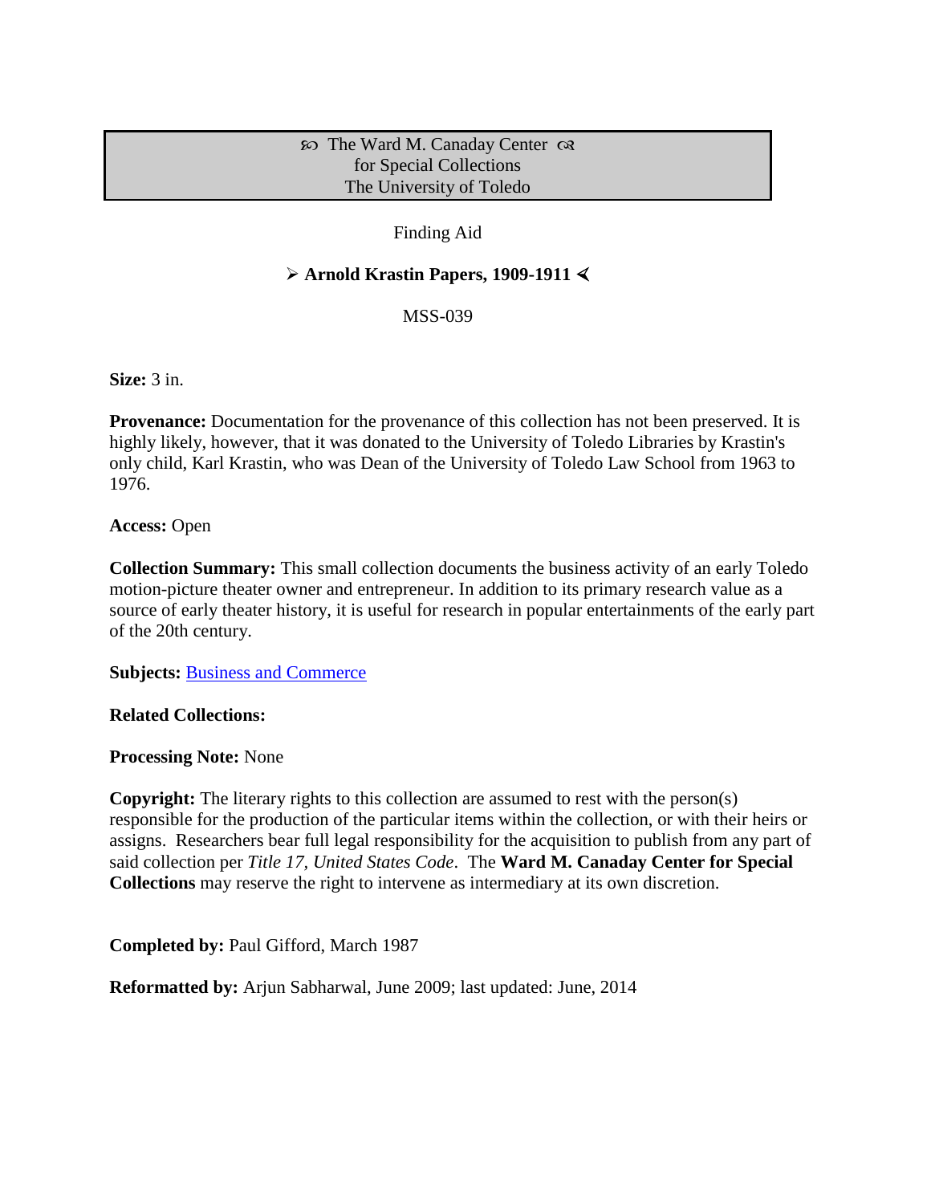**The Ward M. Canaday Center**
**for Special Collections**
**The University of Toledo**

Finding Aid

# Arnold Krastin Papers, 1909-1911

MSS-039

**Size:** 3 in.

**Provenance:** Documentation for the provenance of this collection has not been preserved. It is highly likely, however, that it was donated to the University of Toledo Libraries by Krastin's only child, Karl Krastin, who was Dean of the University of Toledo Law School from 1963 to 1976.

**Access:** Open

**Collection Summary:** This small collection documents the business activity of an early Toledo motion-picture theater owner and entrepreneur. In addition to its primary research value as a source of early theater history, it is useful for research in popular entertainments of the early part of the 20th century.

**Subjects:** Business and Commerce

**Related Collections:**

**Processing Note:** None

**Copyright:** The literary rights to this collection are assumed to rest with the person(s) responsible for the production of the particular items within the collection, or with their heirs or assigns. Researchers bear full legal responsibility for the acquisition to publish from any part of said collection per *Title 17, United States Code*. The **Ward M. Canaday Center for Special Collections** may reserve the right to intervene as intermediary at its own discretion.

**Completed by:** Paul Gifford, March 1987

**Reformatted by:** Arjun Sabharwal, June 2009; last updated: June, 2014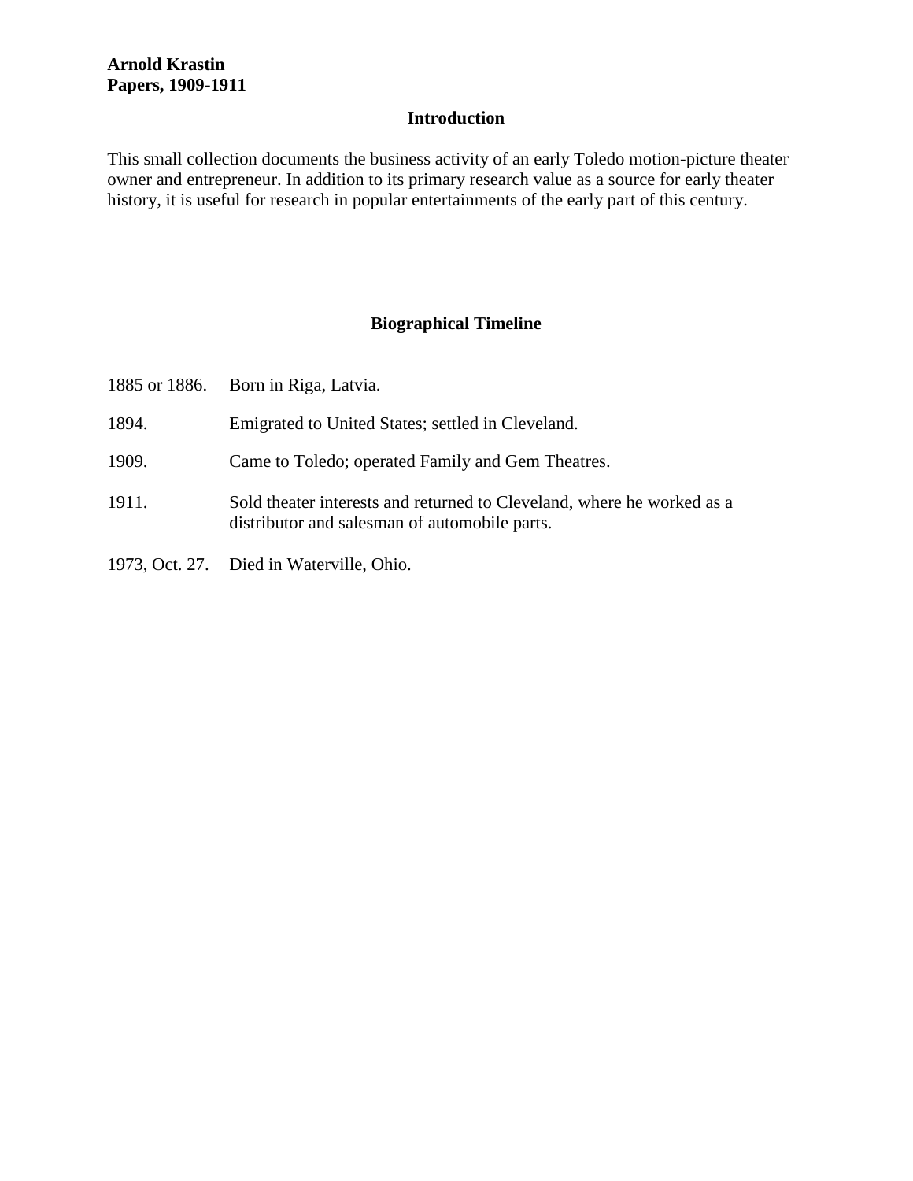**Arnold Krastin**
**Papers, 1909-1911**

## Introduction

This small collection documents the business activity of an early Toledo motion-picture theater owner and entrepreneur. In addition to its primary research value as a source for early theater history, it is useful for research in popular entertainments of the early part of this century.

## Biographical Timeline

| | |
|---|---|
| 1885 or 1886. | Born in Riga, Latvia. |
| 1894. | Emigrated to United States; settled in Cleveland. |
| 1909. | Came to Toledo; operated Family and Gem Theatres. |
| 1911. | Sold theater interests and returned to Cleveland, where he worked as a distributor and salesman of automobile parts. |
| 1973, Oct. 27. | Died in Waterville, Ohio. |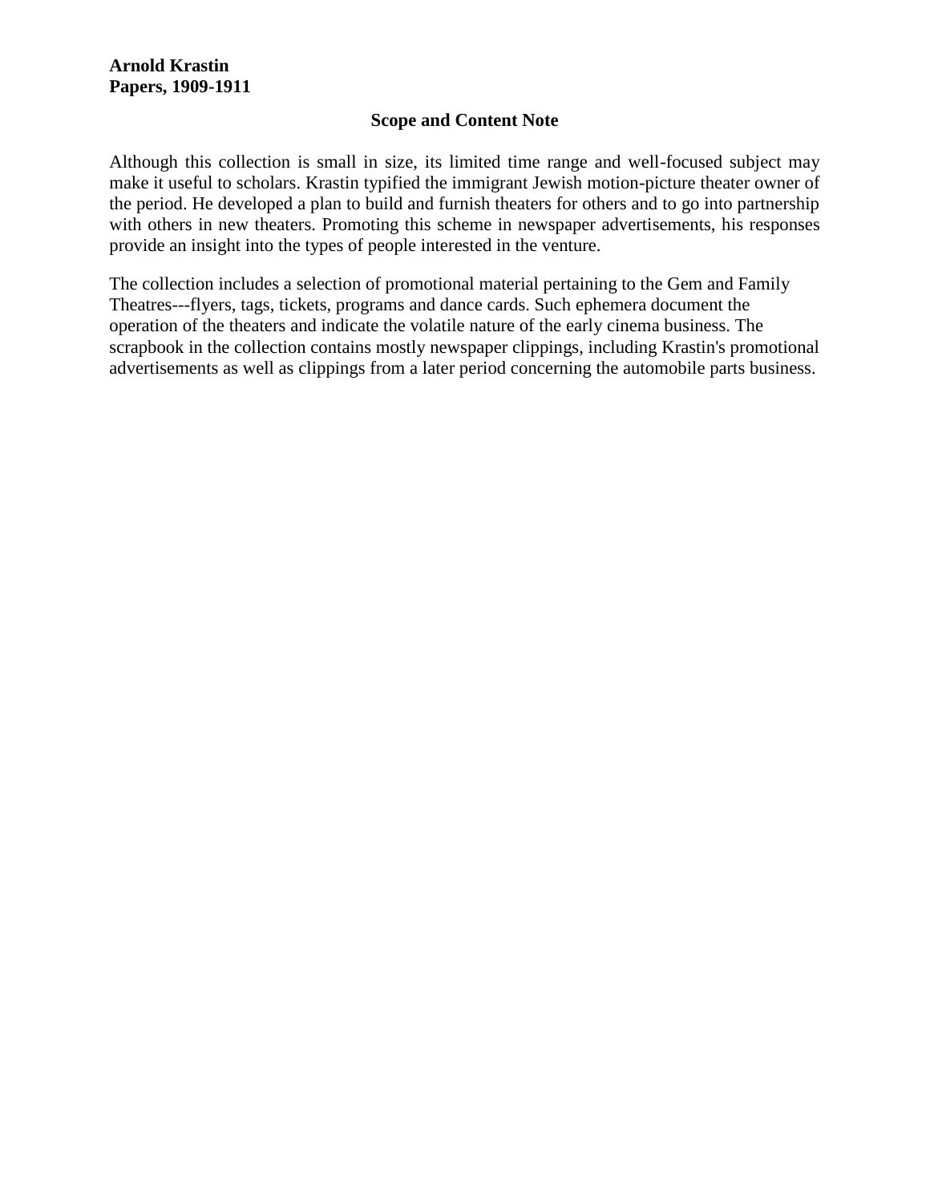**Arnold Krastin**
**Papers, 1909-1911**

## Scope and Content Note

Although this collection is small in size, its limited time range and well-focused subject may make it useful to scholars. Krastin typified the immigrant Jewish motion-picture theater owner of the period. He developed a plan to build and furnish theaters for others and to go into partnership with others in new theaters. Promoting this scheme in newspaper advertisements, his responses provide an insight into the types of people interested in the venture.

The collection includes a selection of promotional material pertaining to the Gem and Family Theatres---flyers, tags, tickets, programs and dance cards. Such ephemera document the operation of the theaters and indicate the volatile nature of the early cinema business. The scrapbook in the collection contains mostly newspaper clippings, including Krastin's promotional advertisements as well as clippings from a later period concerning the automobile parts business.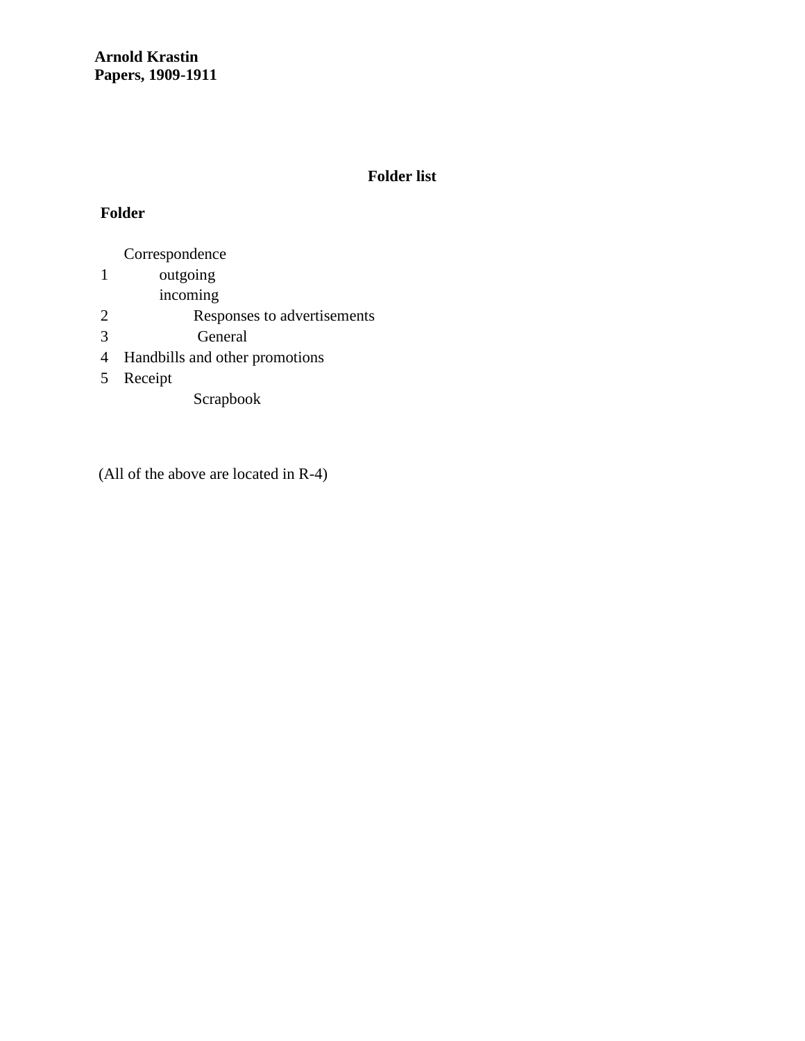**Arnold Krastin**
**Papers, 1909-1911**

## Folder list

| **Folder** | |
|---|---|
| | Correspondence |
| 1 | outgoing |
| | incoming |
| 2 | Responses to advertisements |
| 3 | General |
| 4 | Handbills and other promotions |
| 5 | Receipt |
| | Scrapbook |

(All of the above are located in R-4)